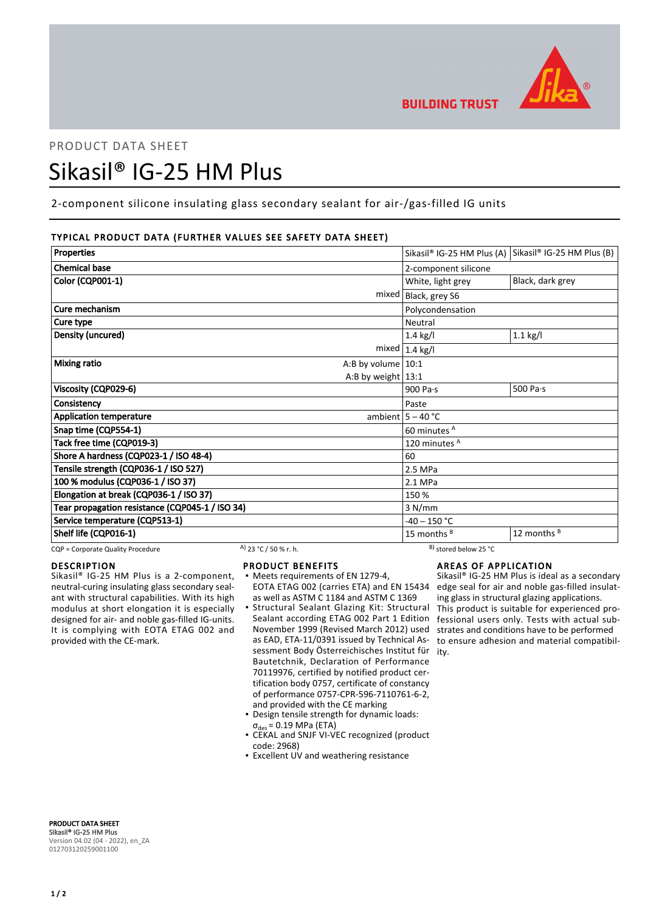BUILDING TRUST

PRODUCT DATA SHEET

# Sikasil® IG-25 HM Plus

2-component silicone insulating glass secondary sealant for air-/gas-filled IG units

## TYPICAL PRODUCT DATA (FURTHER VALUES SEE SAFETY DATA SHEET)

| Properties | | Sikasil® IG-25 HM Plus (A) | Sikasil® IG-25 HM Plus (B) |
|---|---|---|---|
| Chemical base | | 2-component silicone | |
| Color (CQP001-1) | | White, light grey | Black, dark grey |
| | mixed | Black, grey S6 | |
| Cure mechanism | | Polycondensation | |
| Cure type | | Neutral | |
| Density (uncured) | | 1.4 kg/l | 1.1 kg/l |
| | mixed | 1.4 kg/l | |
| Mixing ratio | A:B by volume | 10:1 | |
| | A:B by weight | 13:1 | |
| Viscosity (CQP029-6) | | 900 Pa·s | 500 Pa·s |
| Consistency | | Paste | |
| Application temperature | ambient | 5 – 40 °C | |
| Snap time (CQP554-1) | | 60 minutes [A] | |
| Tack free time (CQP019-3) | | 120 minutes [A] | |
| Shore A hardness (CQP023-1 / ISO 48-4) | | 60 | |
| Tensile strength (CQP036-1 / ISO 527) | | 2.5 MPa | |
| 100 % modulus (CQP036-1 / ISO 37) | | 2.1 MPa | |
| Elongation at break (CQP036-1 / ISO 37) | | 150 % | |
| Tear propagation resistance (CQP045-1 / ISO 34) | | 3 N/mm | |
| Service temperature (CQP513-1) | | -40 – 150 °C | |
| Shelf life (CQP016-1) | | 15 months [B] | 12 months [B] |

CQP = Corporate Quality Procedure   A) 23 °C / 50 % r. h.   B) stored below 25 °C

## DESCRIPTION

Sikasil® IG-25 HM Plus is a 2-component, neutral-curing insulating glass secondary sealant with structural capabilities. With its high modulus at short elongation it is especially designed for air- and noble gas-filled IG-units. It is complying with EOTA ETAG 002 and provided with the CE-mark.

## PRODUCT BENEFITS

- Meets requirements of EN 1279-4, EOTA ETAG 002 (carries ETA) and EN 15434 as well as ASTM C 1184 and ASTM C 1369
- Structural Sealant Glazing Kit: Structural Sealant according ETAG 002 Part 1 Edition November 1999 (Revised March 2012) used as EAD, ETA-11/0391 issued by Technical Assessment Body Österreichisches Institut für Bautetchnik, Declaration of Performance 70119976, certified by notified product certification body 0757, certificate of constancy of performance 0757-CPR-596-7110761-6-2, and provided with the CE marking
- Design tensile strength for dynamic loads: $\sigma_{des}$ = 0.19 MPa (ETA)
- CEKAL and SNJF VI-VEC recognized (product code: 2968)
- Excellent UV and weathering resistance

## AREAS OF APPLICATION

Sikasil® IG-25 HM Plus is ideal as a secondary edge seal for air and noble gas-filled insulating glass in structural glazing applications.
This product is suitable for experienced professional users only. Tests with actual substrates and conditions have to be performed to ensure adhesion and material compatibility.

**PRODUCT DATA SHEET**
**Sikasil® IG-25 HM Plus**
Version 04.02 (04 - 2022), en_ZA
012703120259001100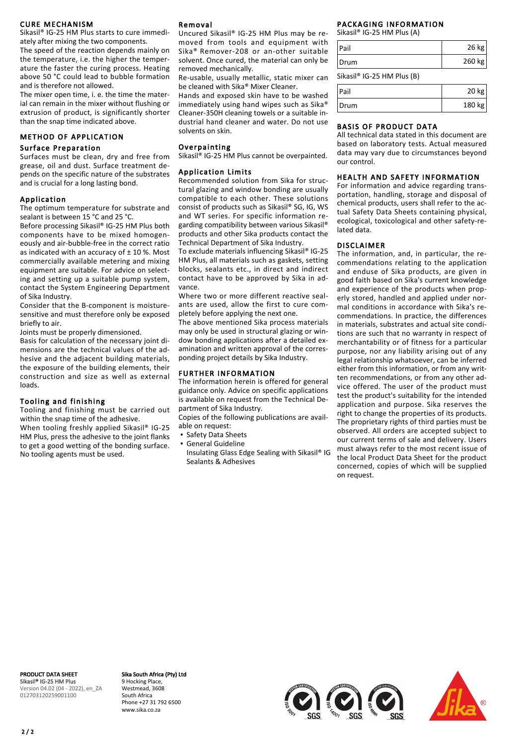## CURE MECHANISM

Sikasil® IG-25 HM Plus starts to cure immediately after mixing the two components.

The speed of the reaction depends mainly on the temperature, i.e. the higher the temperature the faster the curing process. Heating above 50 °C could lead to bubble formation and is therefore not allowed.

The mixer open time, i. e. the time the material can remain in the mixer without flushing or extrusion of product, is significantly shorter than the snap time indicated above.

## METHOD OF APPLICATION

### Surface Preparation

Surfaces must be clean, dry and free from grease, oil and dust. Surface treatment depends on the specific nature of the substrates and is crucial for a long lasting bond.

### Application

The optimum temperature for substrate and sealant is between 15 °C and 25 °C.

Before processing Sikasil® IG-25 HM Plus both components have to be mixed homogeneously and air-bubble-free in the correct ratio as indicated with an accuracy of ± 10 %. Most commercially available metering and mixing equipment are suitable. For advice on selecting and setting up a suitable pump system, contact the System Engineering Department of Sika Industry.

Consider that the B-component is moisture-sensitive and must therefore only be exposed briefly to air.

Joints must be properly dimensioned.

Basis for calculation of the necessary joint dimensions are the technical values of the adhesive and the adjacent building materials, the exposure of the building elements, their construction and size as well as external loads.

### Tooling and finishing

Tooling and finishing must be carried out within the snap time of the adhesive.

When tooling freshly applied Sikasil® IG-25 HM Plus, press the adhesive to the joint flanks to get a good wetting of the bonding surface. No tooling agents must be used.

### Removal

Uncured Sikasil® IG-25 HM Plus may be removed from tools and equipment with Sika® Remover-208 or an-other suitable solvent. Once cured, the material can only be removed mechanically.

Re-usable, usually metallic, static mixer can be cleaned with Sika® Mixer Cleaner.

Hands and exposed skin have to be washed immediately using hand wipes such as Sika® Cleaner-350H cleaning towels or a suitable industrial hand cleaner and water. Do not use solvents on skin.

### Overpainting

Sikasil® IG-25 HM Plus cannot be overpainted.

### Application Limits

Recommended solution from Sika for structural glazing and window bonding are usually compatible to each other. These solutions consist of products such as Sikasil® SG, IG, WS and WT series. For specific information regarding compatibility between various Sikasil® products and other Sika products contact the Technical Department of Sika Industry.

To exclude materials influencing Sikasil® IG-25 HM Plus, all materials such as gaskets, setting blocks, sealants etc., in direct and indirect contact have to be approved by Sika in advance.

Where two or more different reactive sealants are used, allow the first to cure completely before applying the next one.

The above mentioned Sika process materials may only be used in structural glazing or window bonding applications after a detailed examination and written approval of the corresponding project details by Sika Industry.

## FURTHER INFORMATION

The information herein is offered for general guidance only. Advice on specific applications is available on request from the Technical Department of Sika Industry.

Copies of the following publications are available on request:

- Safety Data Sheets
- General Guideline
  Insulating Glass Edge Sealing with Sikasil® IG Sealants & Adhesives

## PACKAGING INFORMATION

Sikasil® IG-25 HM Plus (A)

| | |
|---|---|
| Pail | 26 kg |
| Drum | 260 kg |

Sikasil® IG-25 HM Plus (B)

| | |
|---|---|
| Pail | 20 kg |
| Drum | 180 kg |

## BASIS OF PRODUCT DATA

All technical data stated in this document are based on laboratory tests. Actual measured data may vary due to circumstances beyond our control.

## HEALTH AND SAFETY INFORMATION

For information and advice regarding transportation, handling, storage and disposal of chemical products, users shall refer to the actual Safety Data Sheets containing physical, ecological, toxicological and other safety-related data.

## DISCLAIMER

The information, and, in particular, the recommendations relating to the application and enduse of Sika products, are given in good faith based on Sika's current knowledge and experience of the products when properly stored, handled and applied under normal conditions in accordance with Sika's recommendations. In practice, the differences in materials, substrates and actual site conditions are such that no warranty in respect of merchantability or of fitness for a particular purpose, nor any liability arising out of any legal relationship whatsoever, can be inferred either from this information, or from any written recommendations, or from any other advice offered. The user of the product must test the product's suitability for the intended application and purpose. Sika reserves the right to change the properties of its products. The proprietary rights of third parties must be observed. All orders are accepted subject to our current terms of sale and delivery. Users must always refer to the most recent issue of the local Product Data Sheet for the product concerned, copies of which will be supplied on request.

**PRODUCT DATA SHEET**
**Sikasil® IG-25 HM Plus**
Version 04.02 (04 - 2022), en_ZA
012703120259001100

**Sika South Africa (Pty) Ltd**
9 Hocking Place,
Westmead, 3608
South Africa
Phone +27 31 792 6500
www.sika.co.za